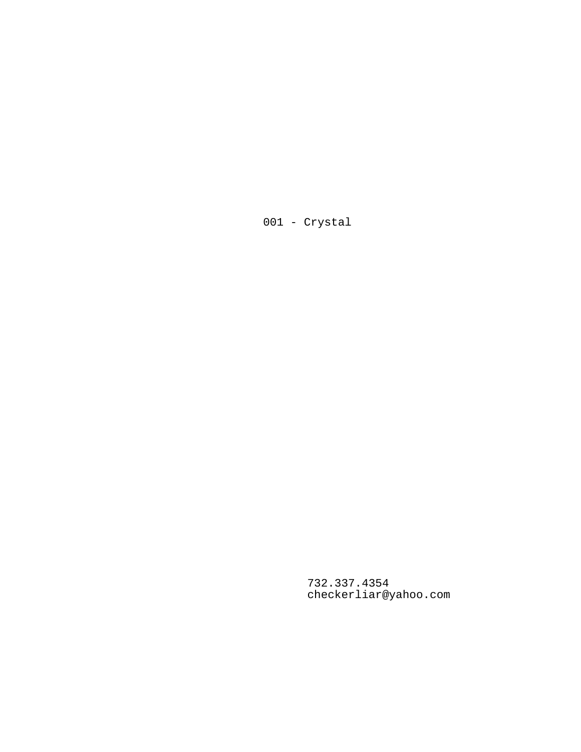001 - Crystal

732.337.4354
checkerliar@yahoo.com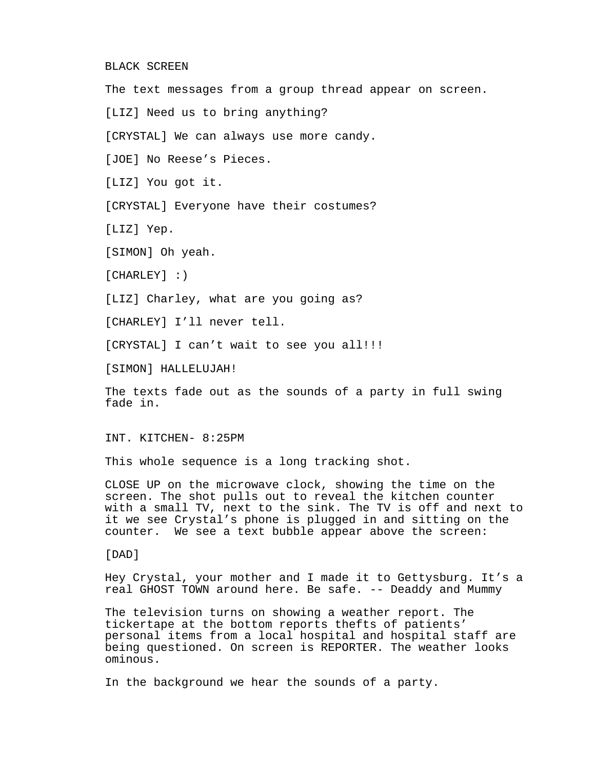BLACK SCREEN

The text messages from a group thread appear on screen.

[LIZ] Need us to bring anything?

[CRYSTAL] We can always use more candy.

[JOE] No Reese's Pieces.

[LIZ] You got it.

[CRYSTAL] Everyone have their costumes?

[LIZ] Yep.

[SIMON] Oh yeah.

[CHARLEY] :)

[LIZ] Charley, what are you going as?

[CHARLEY] I'll never tell.

[CRYSTAL] I can't wait to see you all!!!

[SIMON] HALLELUJAH!

The texts fade out as the sounds of a party in full swing fade in.

INT. KITCHEN- 8:25PM

This whole sequence is a long tracking shot.

CLOSE UP on the microwave clock, showing the time on the screen. The shot pulls out to reveal the kitchen counter with a small TV, next to the sink. The TV is off and next to it we see Crystal's phone is plugged in and sitting on the counter. We see a text bubble appear above the screen:

[DAD]

Hey Crystal, your mother and I made it to Gettysburg. It's a real GHOST TOWN around here. Be safe. -- Deaddy and Mummy

The television turns on showing a weather report. The tickertape at the bottom reports thefts of patients' personal items from a local hospital and hospital staff are being questioned. On screen is REPORTER. The weather looks ominous.

In the background we hear the sounds of a party.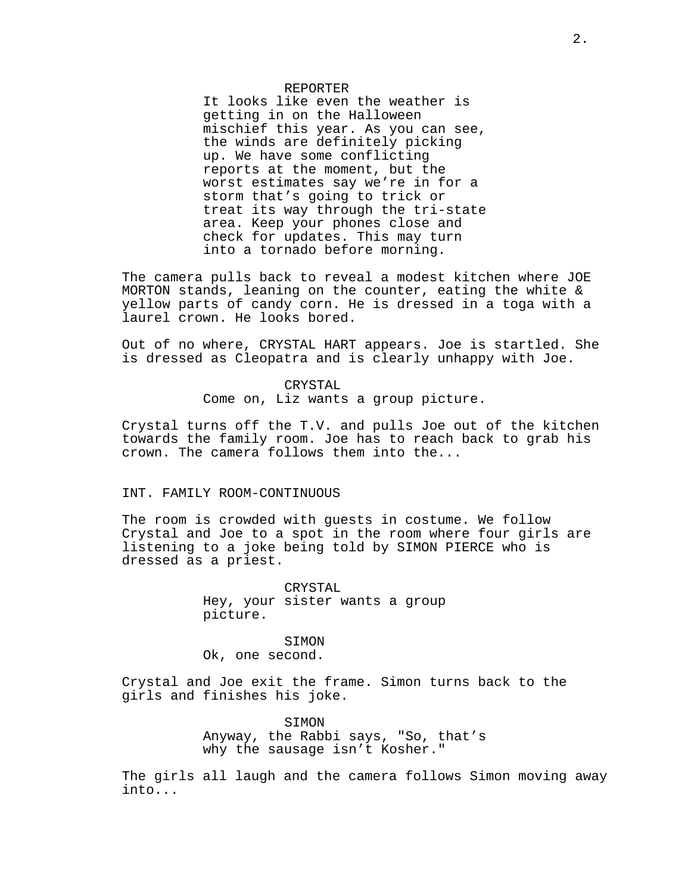REPORTER
It looks like even the weather is getting in on the Halloween mischief this year. As you can see, the winds are definitely picking up. We have some conflicting reports at the moment, but the worst estimates say we're in for a storm that's going to trick or treat its way through the tri-state area. Keep your phones close and check for updates. This may turn into a tornado before morning.

The camera pulls back to reveal a modest kitchen where JOE MORTON stands, leaning on the counter, eating the white & yellow parts of candy corn. He is dressed in a toga with a laurel crown. He looks bored.

Out of no where, CRYSTAL HART appears. Joe is startled. She is dressed as Cleopatra and is clearly unhappy with Joe.

CRYSTAL
Come on, Liz wants a group picture.

Crystal turns off the T.V. and pulls Joe out of the kitchen towards the family room. Joe has to reach back to grab his crown. The camera follows them into the...

INT. FAMILY ROOM-CONTINUOUS

The room is crowded with guests in costume. We follow Crystal and Joe to a spot in the room where four girls are listening to a joke being told by SIMON PIERCE who is dressed as a priest.

CRYSTAL
Hey, your sister wants a group picture.

SIMON
Ok, one second.

Crystal and Joe exit the frame. Simon turns back to the girls and finishes his joke.

SIMON
Anyway, the Rabbi says, "So, that's why the sausage isn't Kosher."

The girls all laugh and the camera follows Simon moving away into...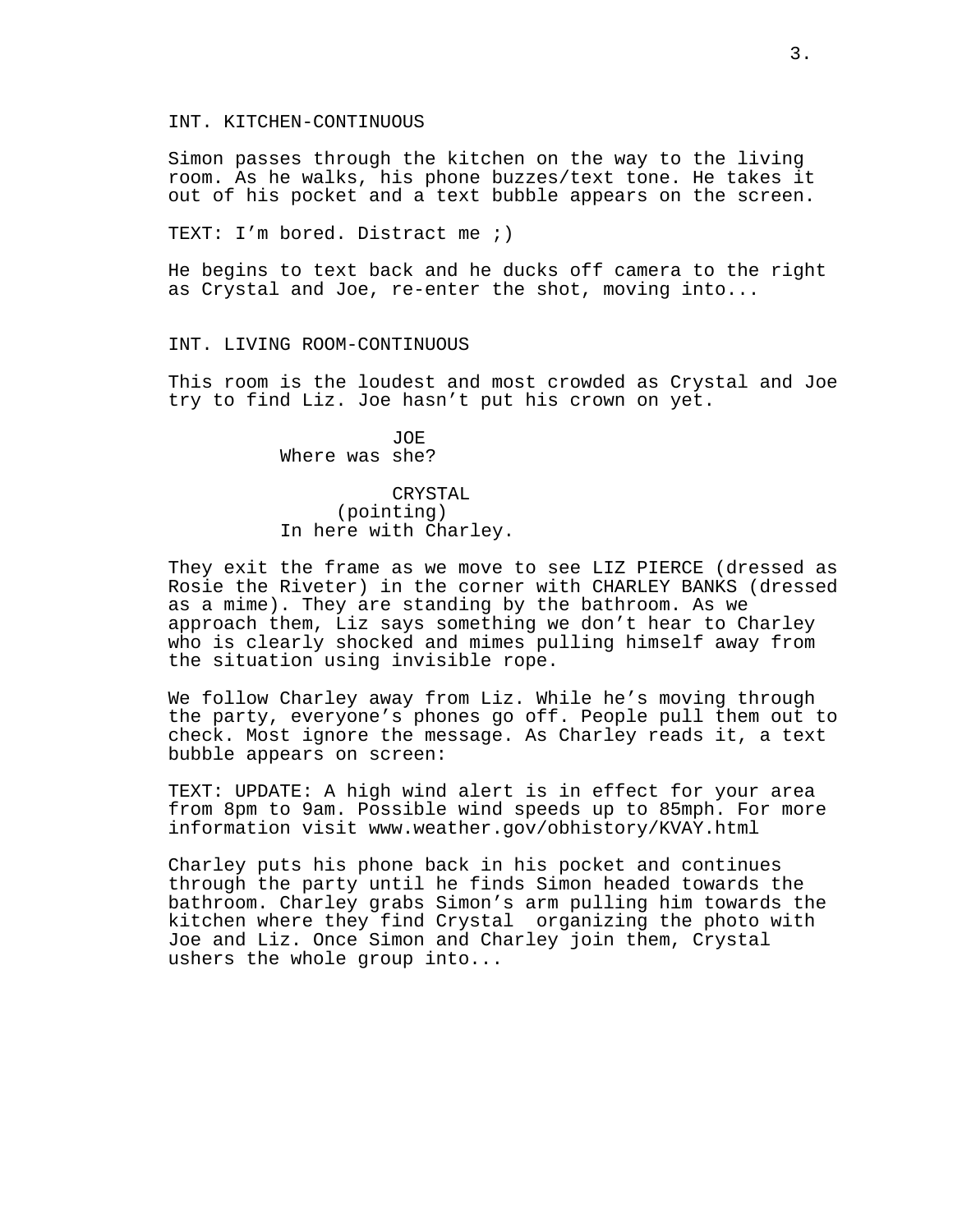INT. KITCHEN-CONTINUOUS

Simon passes through the kitchen on the way to the living room. As he walks, his phone buzzes/text tone. He takes it out of his pocket and a text bubble appears on the screen.

TEXT: I'm bored. Distract me ;)

He begins to text back and he ducks off camera to the right as Crystal and Joe, re-enter the shot, moving into...

INT. LIVING ROOM-CONTINUOUS

This room is the loudest and most crowded as Crystal and Joe try to find Liz. Joe hasn't put his crown on yet.

JOE
Where was she?

CRYSTAL
(pointing)
In here with Charley.

They exit the frame as we move to see LIZ PIERCE (dressed as Rosie the Riveter) in the corner with CHARLEY BANKS (dressed as a mime). They are standing by the bathroom. As we approach them, Liz says something we don't hear to Charley who is clearly shocked and mimes pulling himself away from the situation using invisible rope.

We follow Charley away from Liz. While he's moving through the party, everyone's phones go off. People pull them out to check. Most ignore the message. As Charley reads it, a text bubble appears on screen:

TEXT: UPDATE: A high wind alert is in effect for your area from 8pm to 9am. Possible wind speeds up to 85mph. For more information visit www.weather.gov/obhistory/KVAY.html

Charley puts his phone back in his pocket and continues through the party until he finds Simon headed towards the bathroom. Charley grabs Simon's arm pulling him towards the kitchen where they find Crystal organizing the photo with Joe and Liz. Once Simon and Charley join them, Crystal ushers the whole group into...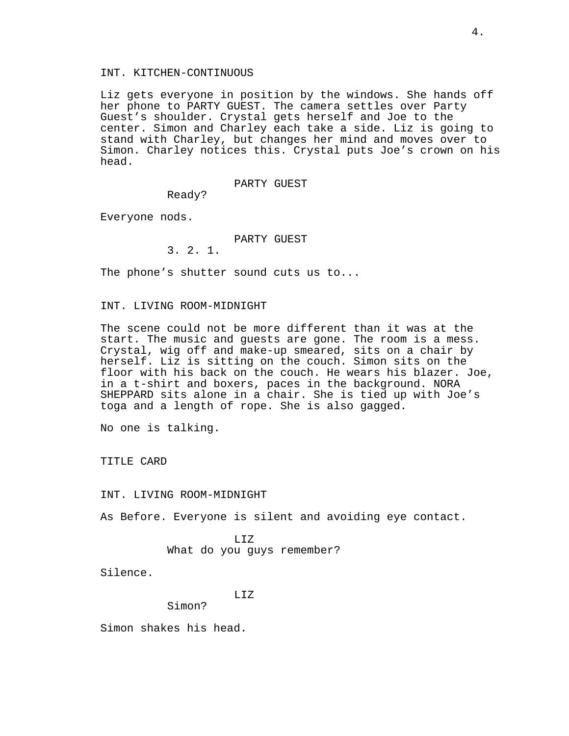INT. KITCHEN-CONTINUOUS

Liz gets everyone in position by the windows. She hands off her phone to PARTY GUEST. The camera settles over Party Guest's shoulder. Crystal gets herself and Joe to the center. Simon and Charley each take a side. Liz is going to stand with Charley, but changes her mind and moves over to Simon. Charley notices this. Crystal puts Joe's crown on his head.

PARTY GUEST
Ready?

Everyone nods.

PARTY GUEST
3. 2. 1.

The phone's shutter sound cuts us to...

INT. LIVING ROOM-MIDNIGHT

The scene could not be more different than it was at the start. The music and guests are gone. The room is a mess. Crystal, wig off and make-up smeared, sits on a chair by herself. Liz is sitting on the couch. Simon sits on the floor with his back on the couch. He wears his blazer. Joe, in a t-shirt and boxers, paces in the background. NORA SHEPPARD sits alone in a chair. She is tied up with Joe's toga and a length of rope. She is also gagged.

No one is talking.

TITLE CARD

INT. LIVING ROOM-MIDNIGHT

As Before. Everyone is silent and avoiding eye contact.

LIZ
What do you guys remember?

Silence.

LIZ
Simon?

Simon shakes his head.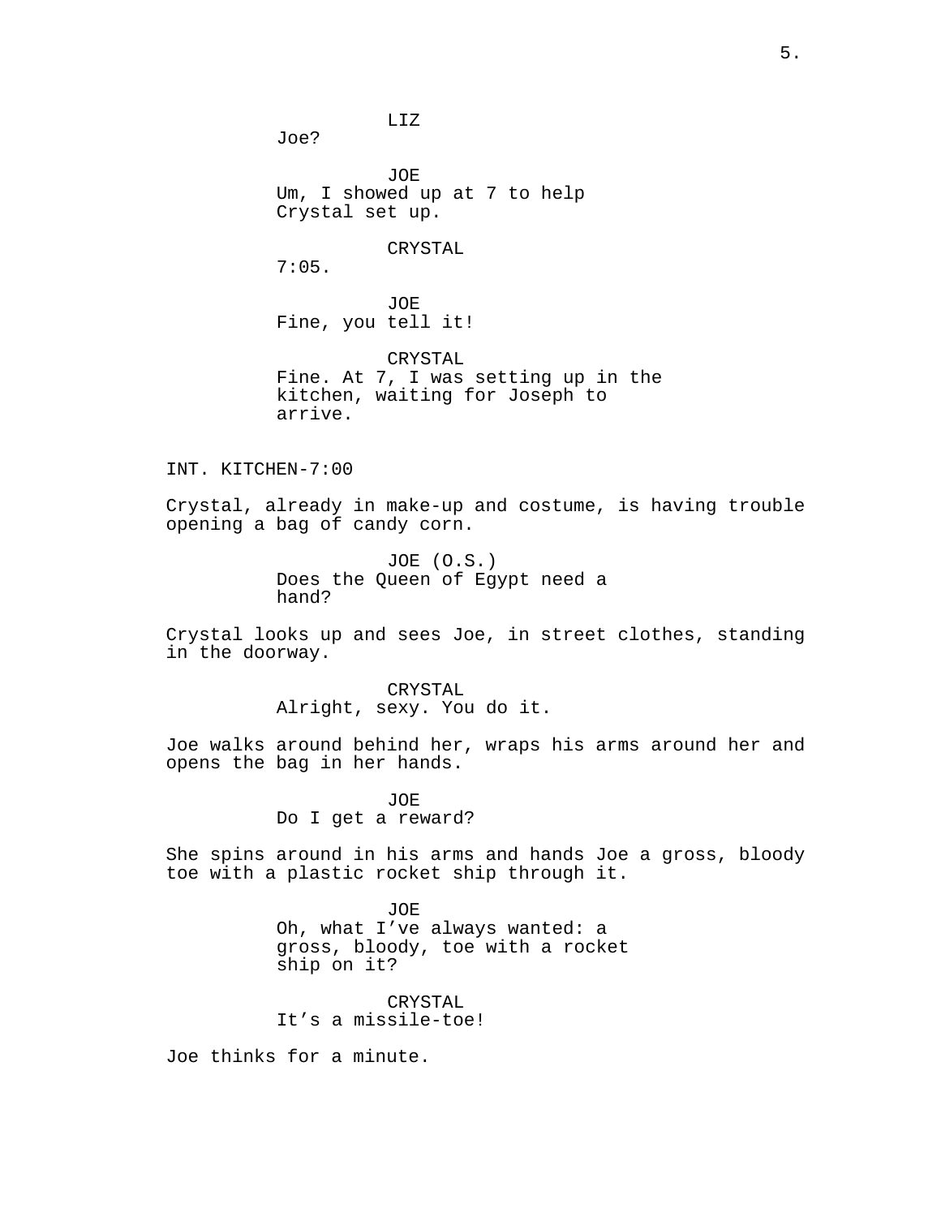LIZ
Joe?

JOE
Um, I showed up at 7 to help Crystal set up.

CRYSTAL
7:05.

JOE
Fine, you tell it!

CRYSTAL
Fine. At 7, I was setting up in the kitchen, waiting for Joseph to arrive.

INT. KITCHEN-7:00

Crystal, already in make-up and costume, is having trouble opening a bag of candy corn.

JOE (O.S.)
Does the Queen of Egypt need a hand?

Crystal looks up and sees Joe, in street clothes, standing in the doorway.

CRYSTAL
Alright, sexy. You do it.

Joe walks around behind her, wraps his arms around her and opens the bag in her hands.

JOE
Do I get a reward?

She spins around in his arms and hands Joe a gross, bloody toe with a plastic rocket ship through it.

JOE
Oh, what I've always wanted: a gross, bloody, toe with a rocket ship on it?

CRYSTAL
It's a missile-toe!

Joe thinks for a minute.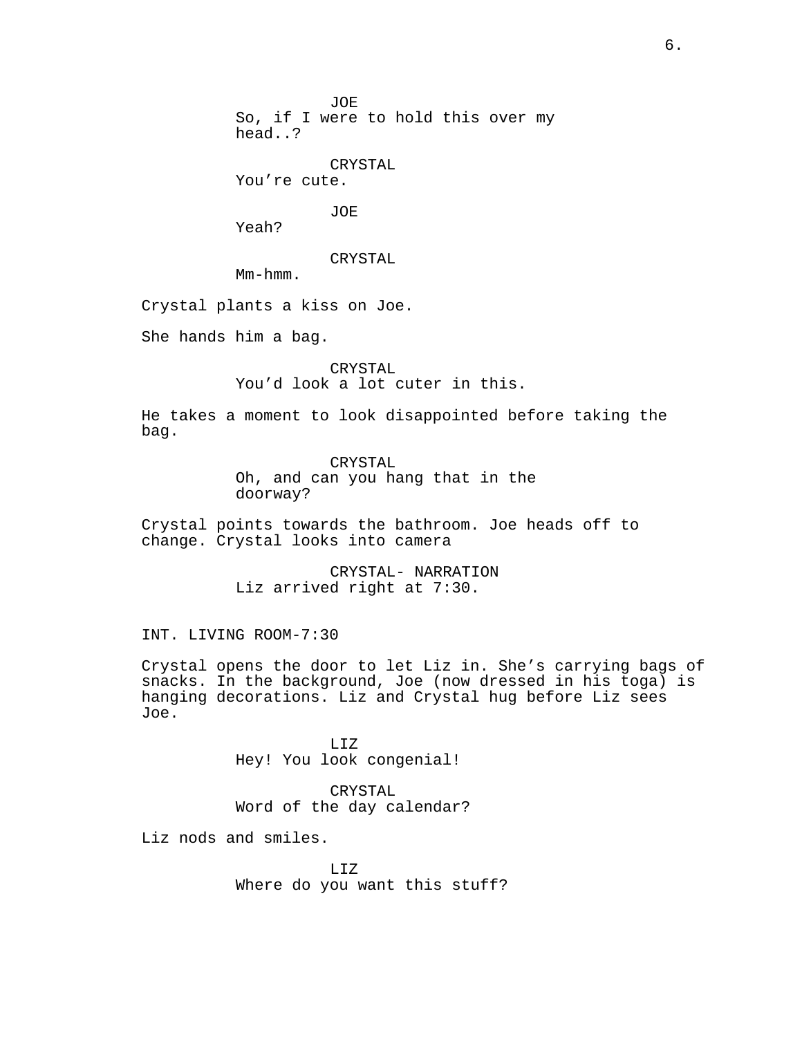JOE
So, if I were to hold this over my head..?

CRYSTAL
You're cute.

JOE
Yeah?

CRYSTAL
Mm-hmm.

Crystal plants a kiss on Joe.

She hands him a bag.

CRYSTAL
You'd look a lot cuter in this.

He takes a moment to look disappointed before taking the bag.

CRYSTAL
Oh, and can you hang that in the doorway?

Crystal points towards the bathroom. Joe heads off to change. Crystal looks into camera

CRYSTAL- NARRATION
Liz arrived right at 7:30.

INT. LIVING ROOM-7:30

Crystal opens the door to let Liz in. She's carrying bags of snacks. In the background, Joe (now dressed in his toga) is hanging decorations. Liz and Crystal hug before Liz sees Joe.

LIZ
Hey! You look congenial!

CRYSTAL
Word of the day calendar?

Liz nods and smiles.

LIZ
Where do you want this stuff?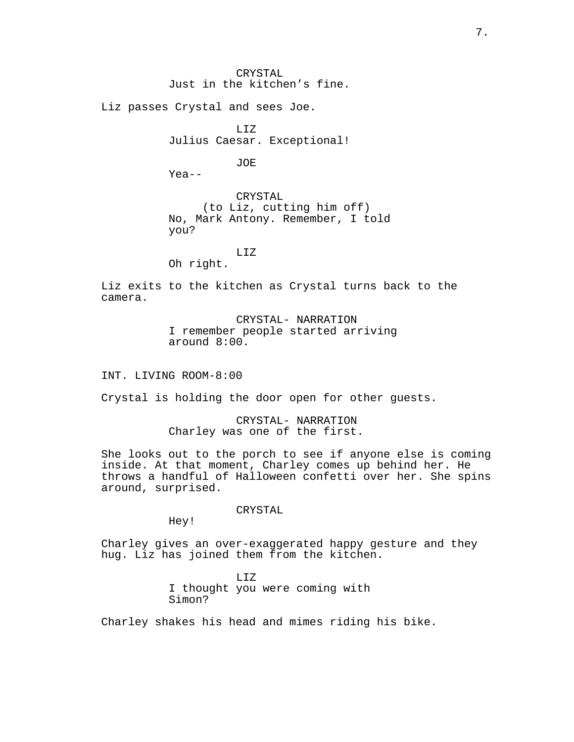CRYSTAL
Just in the kitchen’s fine.

Liz passes Crystal and sees Joe.

LIZ
Julius Caesar. Exceptional!

JOE
Yea--

CRYSTAL
(to Liz, cutting him off)
No, Mark Antony. Remember, I told you?

LIZ
Oh right.

Liz exits to the kitchen as Crystal turns back to the camera.

CRYSTAL- NARRATION
I remember people started arriving around 8:00.

INT. LIVING ROOM-8:00

Crystal is holding the door open for other guests.

CRYSTAL- NARRATION
Charley was one of the first.

She looks out to the porch to see if anyone else is coming inside. At that moment, Charley comes up behind her. He throws a handful of Halloween confetti over her. She spins around, surprised.

CRYSTAL
Hey!

Charley gives an over-exaggerated happy gesture and they hug. Liz has joined them from the kitchen.

LIZ
I thought you were coming with Simon?

Charley shakes his head and mimes riding his bike.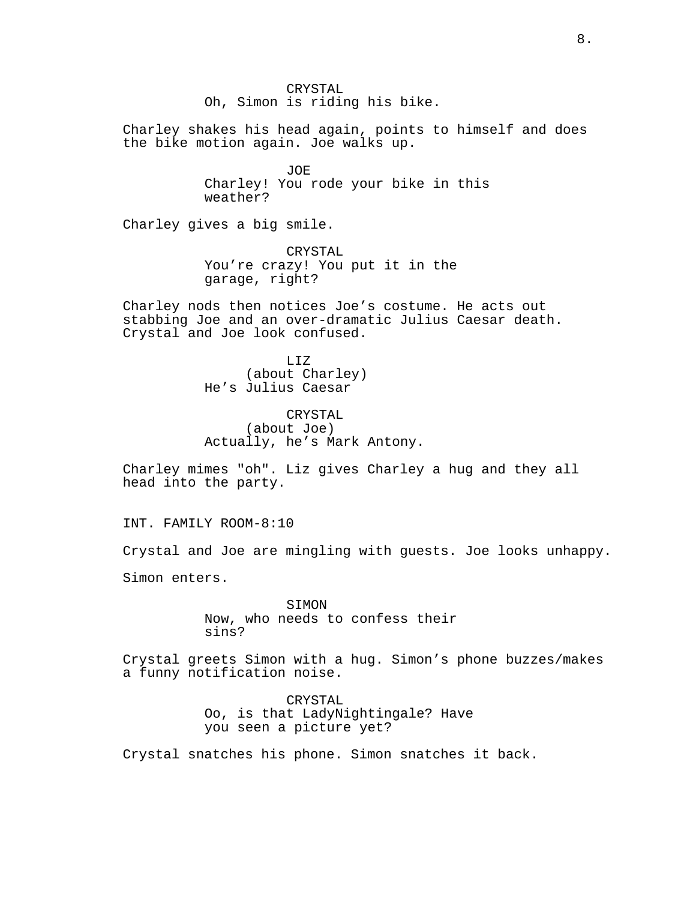CRYSTAL
Oh, Simon is riding his bike.

Charley shakes his head again, points to himself and does the bike motion again. Joe walks up.

JOE
Charley! You rode your bike in this weather?

Charley gives a big smile.

CRYSTAL
You’re crazy! You put it in the garage, right?

Charley nods then notices Joe’s costume. He acts out stabbing Joe and an over-dramatic Julius Caesar death. Crystal and Joe look confused.

LIZ
(about Charley)
He’s Julius Caesar

CRYSTAL
(about Joe)
Actually, he’s Mark Antony.

Charley mimes "oh". Liz gives Charley a hug and they all head into the party.

INT. FAMILY ROOM-8:10

Crystal and Joe are mingling with guests. Joe looks unhappy.

Simon enters.

SIMON
Now, who needs to confess their sins?

Crystal greets Simon with a hug. Simon’s phone buzzes/makes a funny notification noise.

CRYSTAL
Oo, is that LadyNightingale? Have you seen a picture yet?

Crystal snatches his phone. Simon snatches it back.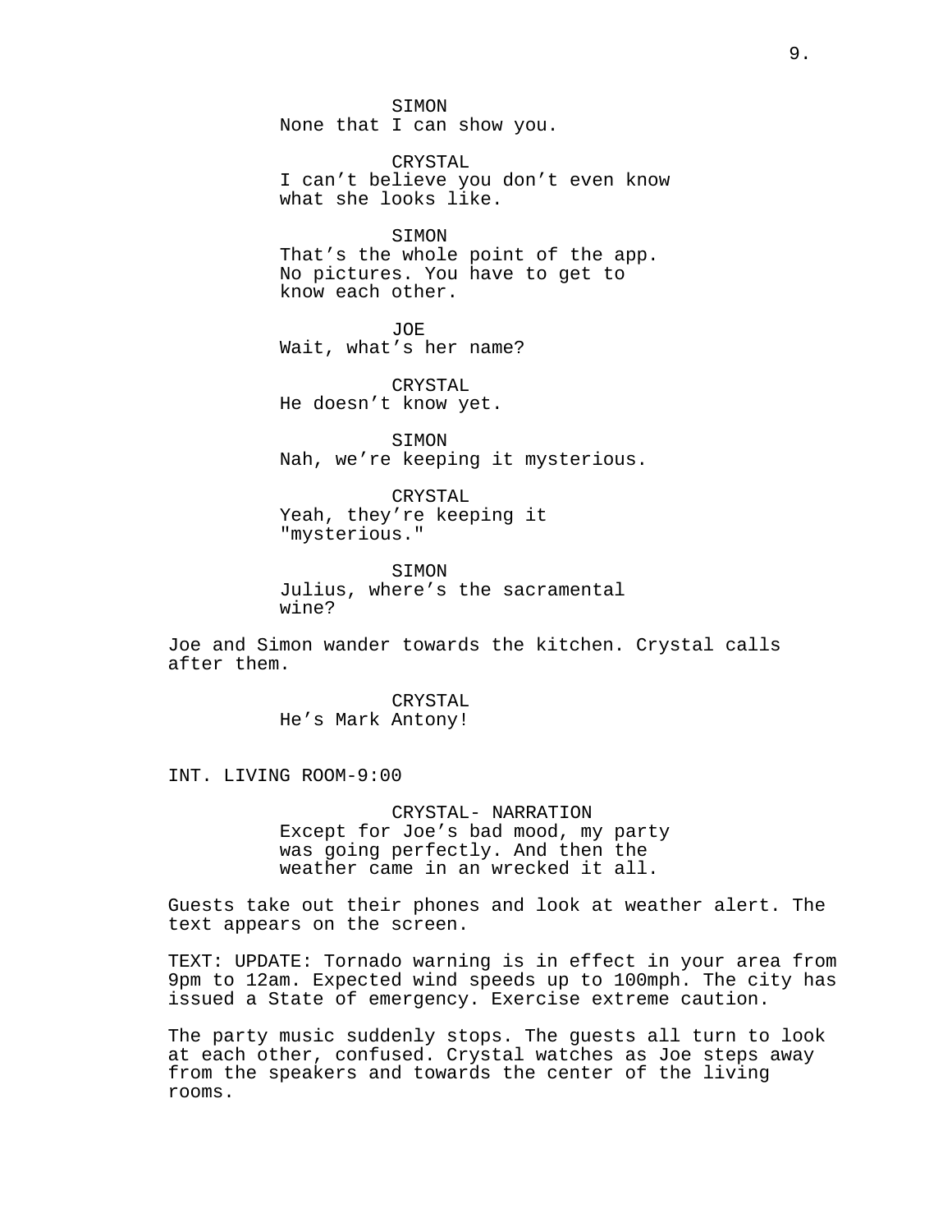SIMON
None that I can show you.

CRYSTAL
I can't believe you don't even know what she looks like.

SIMON
That's the whole point of the app. No pictures. You have to get to know each other.

JOE
Wait, what's her name?

CRYSTAL
He doesn't know yet.

SIMON
Nah, we're keeping it mysterious.

CRYSTAL
Yeah, they're keeping it "mysterious."

SIMON
Julius, where's the sacramental wine?

Joe and Simon wander towards the kitchen. Crystal calls after them.

CRYSTAL
He's Mark Antony!

INT. LIVING ROOM-9:00

CRYSTAL- NARRATION
Except for Joe's bad mood, my party was going perfectly. And then the weather came in an wrecked it all.

Guests take out their phones and look at weather alert. The text appears on the screen.

TEXT: UPDATE: Tornado warning is in effect in your area from 9pm to 12am. Expected wind speeds up to 100mph. The city has issued a State of emergency. Exercise extreme caution.

The party music suddenly stops. The guests all turn to look at each other, confused. Crystal watches as Joe steps away from the speakers and towards the center of the living rooms.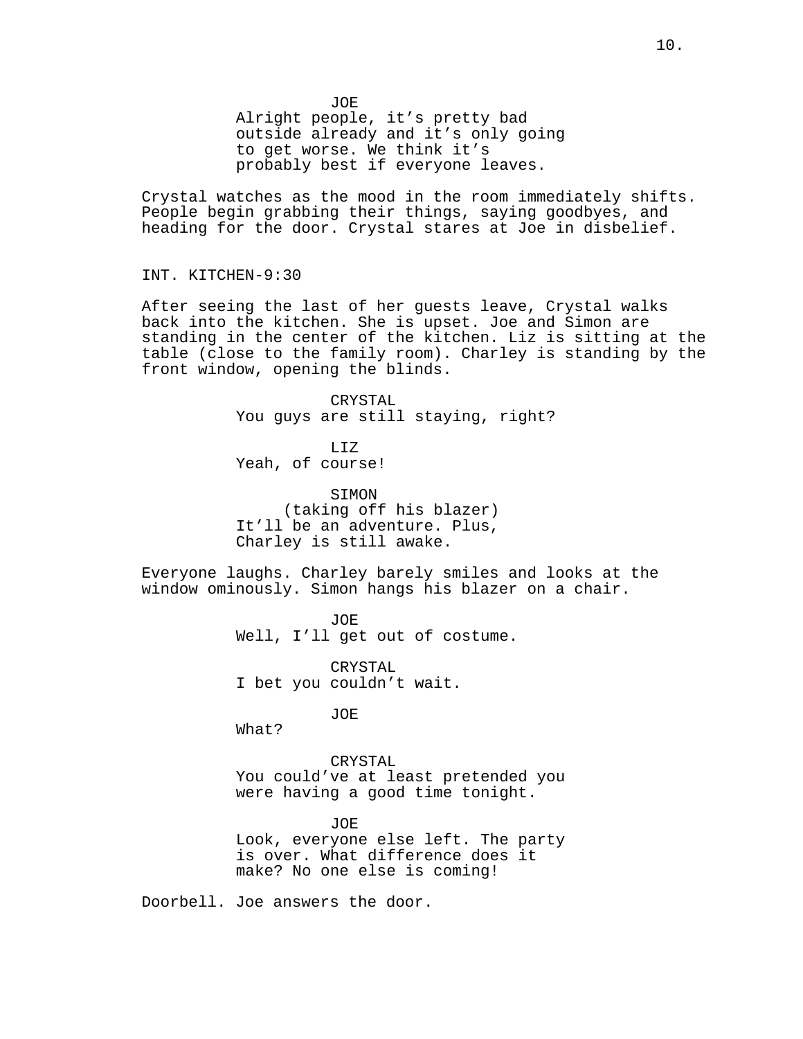JOE
Alright people, it's pretty bad outside already and it's only going to get worse. We think it's probably best if everyone leaves.

Crystal watches as the mood in the room immediately shifts. People begin grabbing their things, saying goodbyes, and heading for the door. Crystal stares at Joe in disbelief.

INT. KITCHEN-9:30

After seeing the last of her guests leave, Crystal walks back into the kitchen. She is upset. Joe and Simon are standing in the center of the kitchen. Liz is sitting at the table (close to the family room). Charley is standing by the front window, opening the blinds.

CRYSTAL
You guys are still staying, right?

LIZ
Yeah, of course!

SIMON
(taking off his blazer)
It'll be an adventure. Plus, Charley is still awake.

Everyone laughs. Charley barely smiles and looks at the window ominously. Simon hangs his blazer on a chair.

JOE
Well, I'll get out of costume.

CRYSTAL
I bet you couldn't wait.

JOE
What?

CRYSTAL
You could've at least pretended you were having a good time tonight.

JOE
Look, everyone else left. The party is over. What difference does it make? No one else is coming!

Doorbell. Joe answers the door.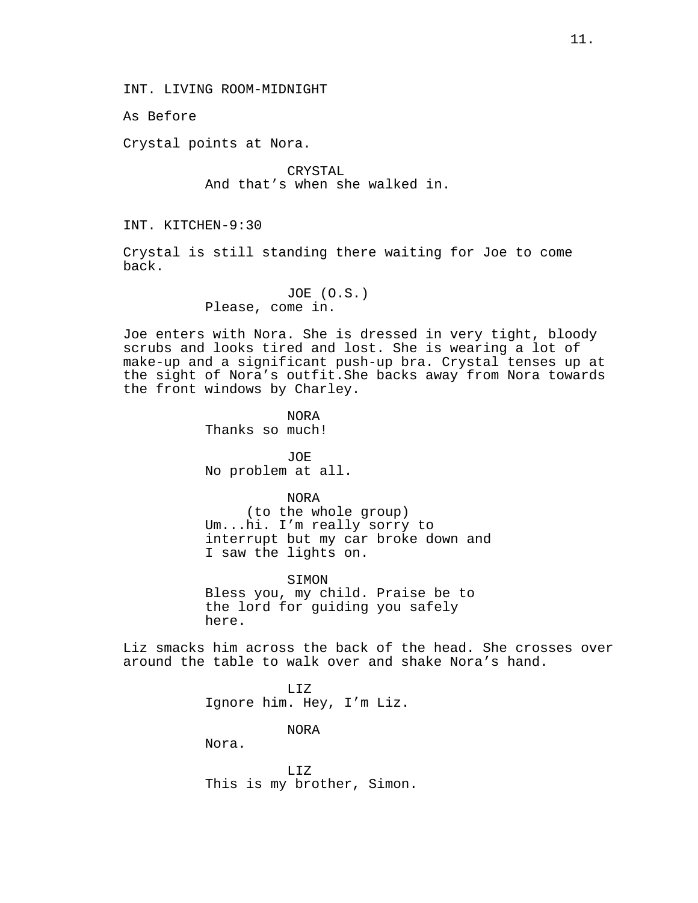INT. LIVING ROOM-MIDNIGHT

As Before

Crystal points at Nora.

CRYSTAL
And that’s when she walked in.

INT. KITCHEN-9:30

Crystal is still standing there waiting for Joe to come back.

JOE (O.S.)
Please, come in.

Joe enters with Nora. She is dressed in very tight, bloody scrubs and looks tired and lost. She is wearing a lot of make-up and a significant push-up bra. Crystal tenses up at the sight of Nora’s outfit.She backs away from Nora towards the front windows by Charley.

NORA
Thanks so much!

JOE
No problem at all.

NORA
(to the whole group)
Um...hi. I’m really sorry to interrupt but my car broke down and I saw the lights on.

SIMON
Bless you, my child. Praise be to the lord for guiding you safely here.

Liz smacks him across the back of the head. She crosses over around the table to walk over and shake Nora’s hand.

LIZ
Ignore him. Hey, I’m Liz.

NORA
Nora.

LIZ
This is my brother, Simon.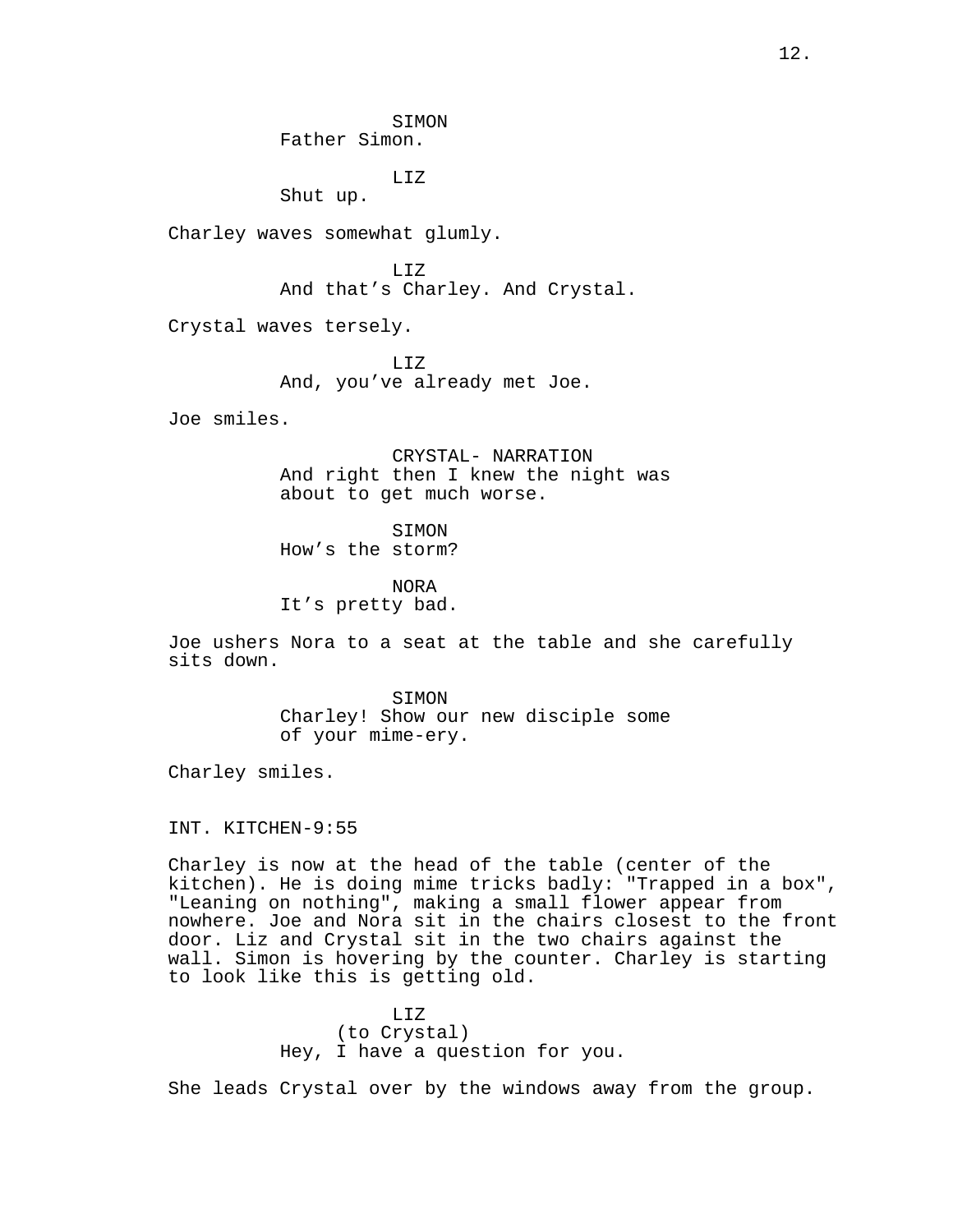SIMON
Father Simon.

LIZ
Shut up.

Charley waves somewhat glumly.

LIZ
And that's Charley. And Crystal.

Crystal waves tersely.

LIZ
And, you've already met Joe.

Joe smiles.

CRYSTAL- NARRATION
And right then I knew the night was about to get much worse.

SIMON
How's the storm?

NORA
It's pretty bad.

Joe ushers Nora to a seat at the table and she carefully sits down.

SIMON
Charley! Show our new disciple some of your mime-ery.

Charley smiles.

INT. KITCHEN-9:55

Charley is now at the head of the table (center of the kitchen). He is doing mime tricks badly: "Trapped in a box", "Leaning on nothing", making a small flower appear from nowhere. Joe and Nora sit in the chairs closest to the front door. Liz and Crystal sit in the two chairs against the wall. Simon is hovering by the counter. Charley is starting to look like this is getting old.

LIZ
(to Crystal)
Hey, I have a question for you.

She leads Crystal over by the windows away from the group.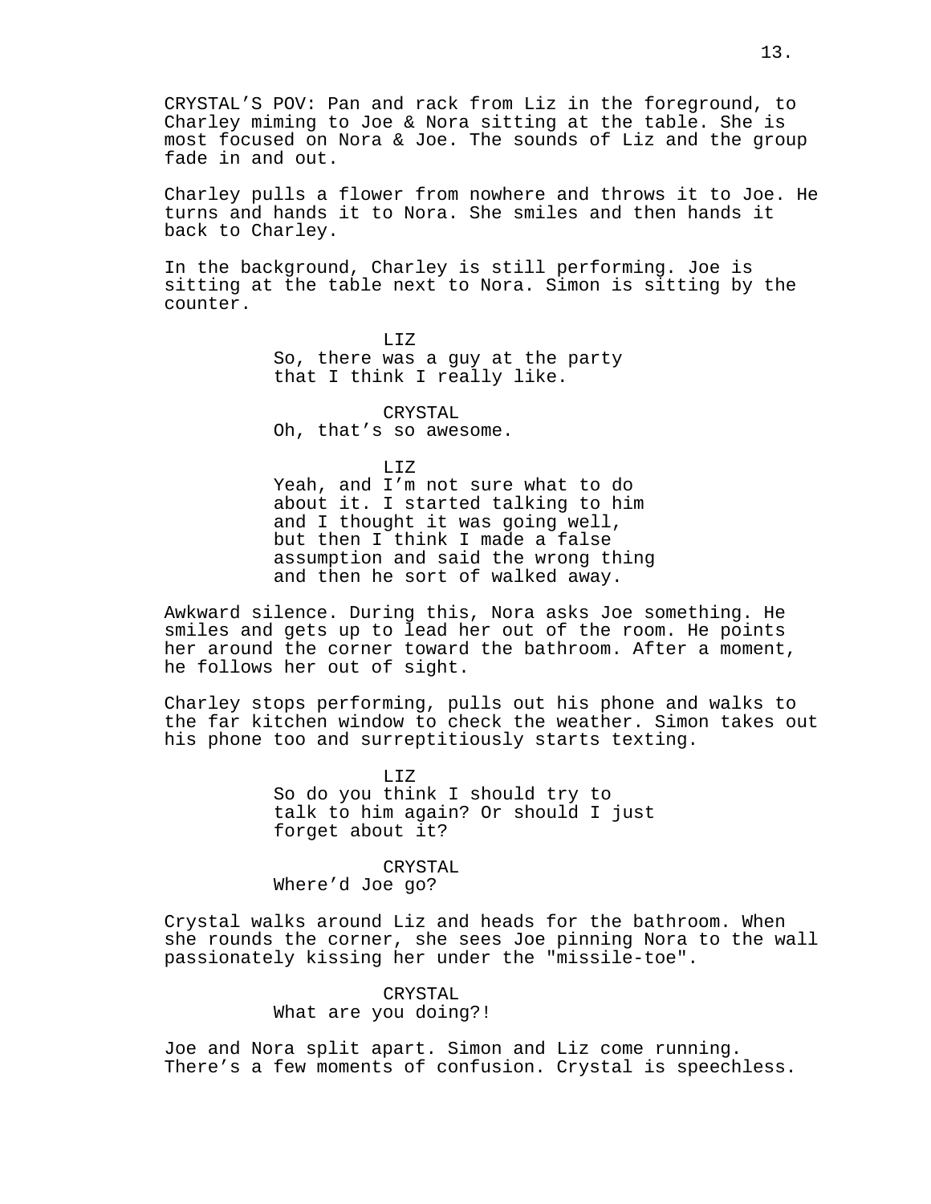CRYSTAL'S POV: Pan and rack from Liz in the foreground, to Charley miming to Joe & Nora sitting at the table. She is most focused on Nora & Joe. The sounds of Liz and the group fade in and out.

Charley pulls a flower from nowhere and throws it to Joe. He turns and hands it to Nora. She smiles and then hands it back to Charley.

In the background, Charley is still performing. Joe is sitting at the table next to Nora. Simon is sitting by the counter.

LIZ
So, there was a guy at the party that I think I really like.

CRYSTAL
Oh, that's so awesome.

LIZ
Yeah, and I'm not sure what to do about it. I started talking to him and I thought it was going well, but then I think I made a false assumption and said the wrong thing and then he sort of walked away.

Awkward silence. During this, Nora asks Joe something. He smiles and gets up to lead her out of the room. He points her around the corner toward the bathroom. After a moment, he follows her out of sight.

Charley stops performing, pulls out his phone and walks to the far kitchen window to check the weather. Simon takes out his phone too and surreptitiously starts texting.

LIZ
So do you think I should try to talk to him again? Or should I just forget about it?

CRYSTAL
Where'd Joe go?

Crystal walks around Liz and heads for the bathroom. When she rounds the corner, she sees Joe pinning Nora to the wall passionately kissing her under the "missile-toe".

CRYSTAL
What are you doing?!

Joe and Nora split apart. Simon and Liz come running. There's a few moments of confusion. Crystal is speechless.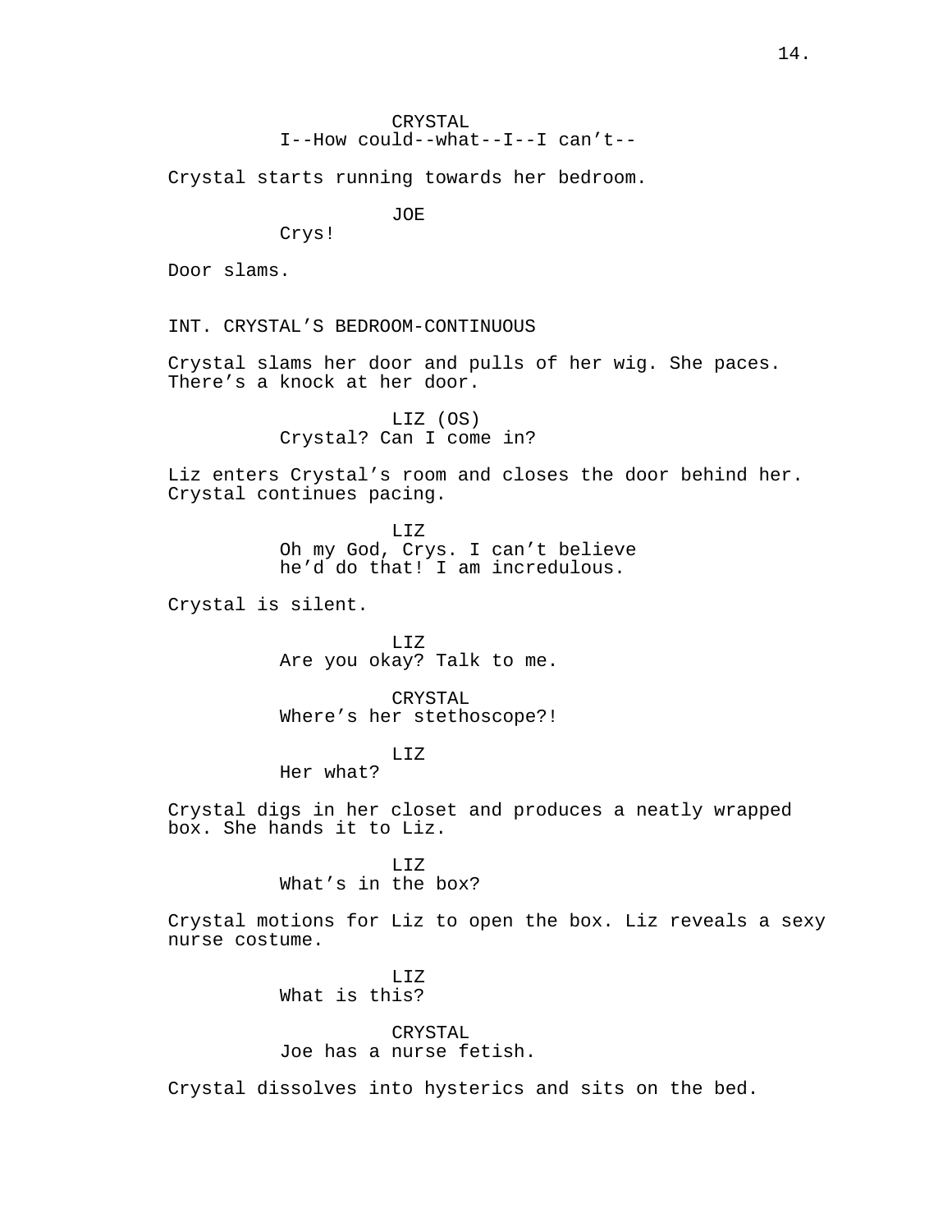CRYSTAL
I--How could--what--I--I can't--

Crystal starts running towards her bedroom.

JOE
Crys!

Door slams.

INT. CRYSTAL'S BEDROOM-CONTINUOUS

Crystal slams her door and pulls of her wig. She paces. There's a knock at her door.

LIZ (OS)
Crystal? Can I come in?

Liz enters Crystal's room and closes the door behind her. Crystal continues pacing.

LIZ
Oh my God, Crys. I can't believe he'd do that! I am incredulous.

Crystal is silent.

LIZ
Are you okay? Talk to me.

CRYSTAL
Where's her stethoscope?!

LIZ
Her what?

Crystal digs in her closet and produces a neatly wrapped box. She hands it to Liz.

LIZ
What's in the box?

Crystal motions for Liz to open the box. Liz reveals a sexy nurse costume.

LIZ
What is this?

CRYSTAL
Joe has a nurse fetish.

Crystal dissolves into hysterics and sits on the bed.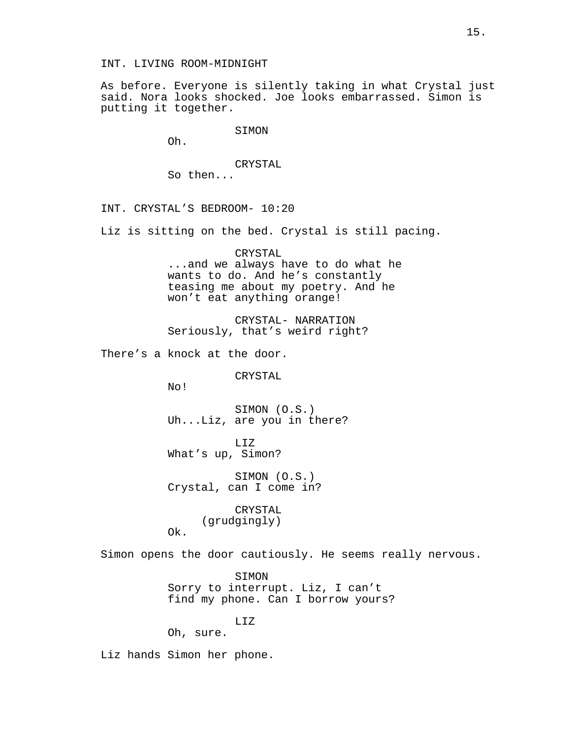INT. LIVING ROOM-MIDNIGHT

As before. Everyone is silently taking in what Crystal just said. Nora looks shocked. Joe looks embarrassed. Simon is putting it together.

SIMON
Oh.

CRYSTAL
So then...

INT. CRYSTAL'S BEDROOM- 10:20

Liz is sitting on the bed. Crystal is still pacing.

CRYSTAL
...and we always have to do what he wants to do. And he's constantly teasing me about my poetry. And he won't eat anything orange!

CRYSTAL- NARRATION
Seriously, that's weird right?

There's a knock at the door.

CRYSTAL
No!

SIMON (O.S.)
Uh...Liz, are you in there?

LIZ
What's up, Simon?

SIMON (O.S.)
Crystal, can I come in?

CRYSTAL
(grudgingly)
Ok.

Simon opens the door cautiously. He seems really nervous.

SIMON
Sorry to interrupt. Liz, I can't find my phone. Can I borrow yours?

LIZ
Oh, sure.

Liz hands Simon her phone.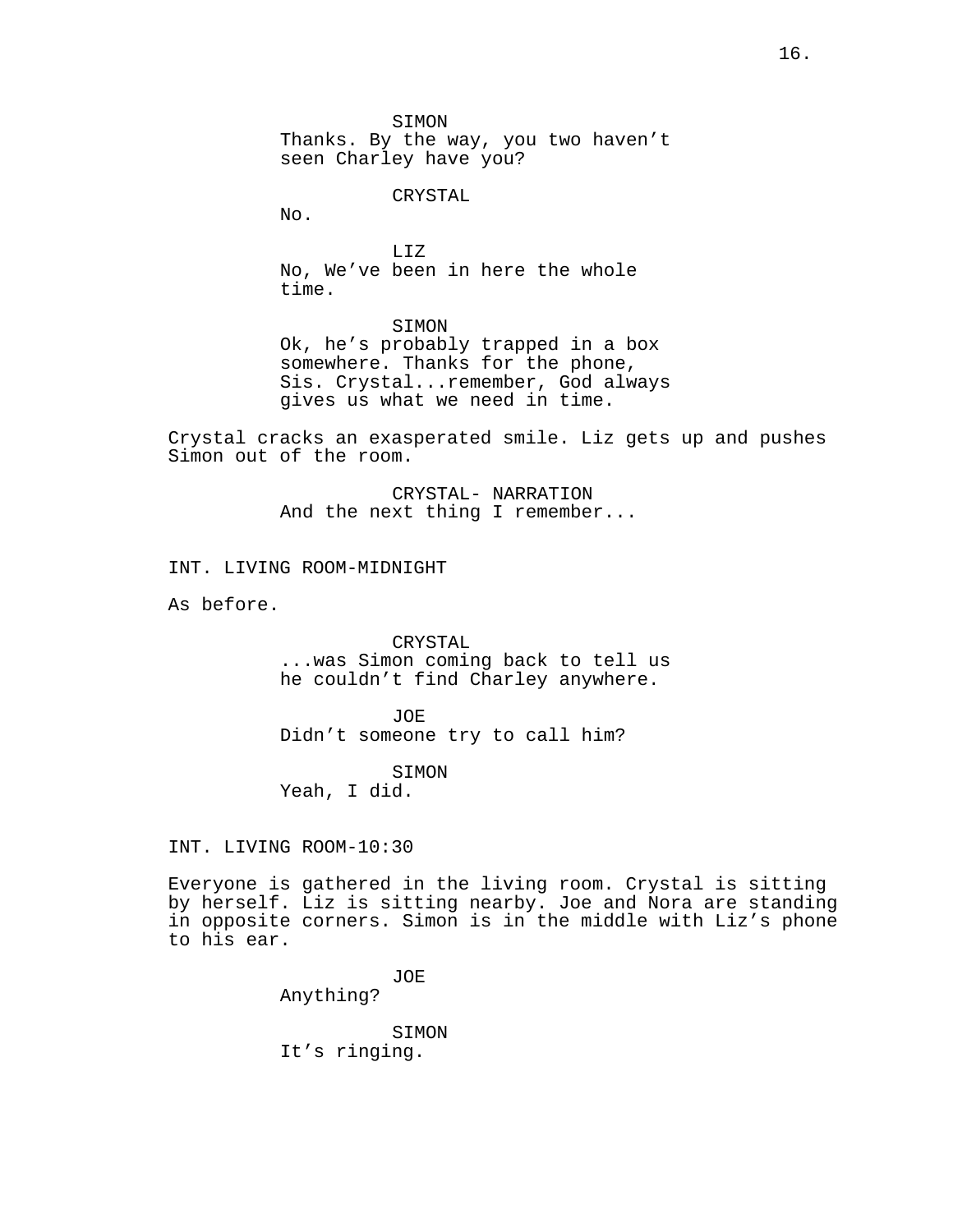SIMON
Thanks. By the way, you two haven't seen Charley have you?

CRYSTAL
No.

LIZ
No, We've been in here the whole time.

SIMON
Ok, he's probably trapped in a box somewhere. Thanks for the phone, Sis. Crystal...remember, God always gives us what we need in time.

Crystal cracks an exasperated smile. Liz gets up and pushes Simon out of the room.

CRYSTAL- NARRATION
And the next thing I remember...

INT. LIVING ROOM-MIDNIGHT

As before.

CRYSTAL
...was Simon coming back to tell us he couldn't find Charley anywhere.

JOE
Didn't someone try to call him?

SIMON
Yeah, I did.

INT. LIVING ROOM-10:30

Everyone is gathered in the living room. Crystal is sitting by herself. Liz is sitting nearby. Joe and Nora are standing in opposite corners. Simon is in the middle with Liz's phone to his ear.

JOE
Anything?

SIMON
It's ringing.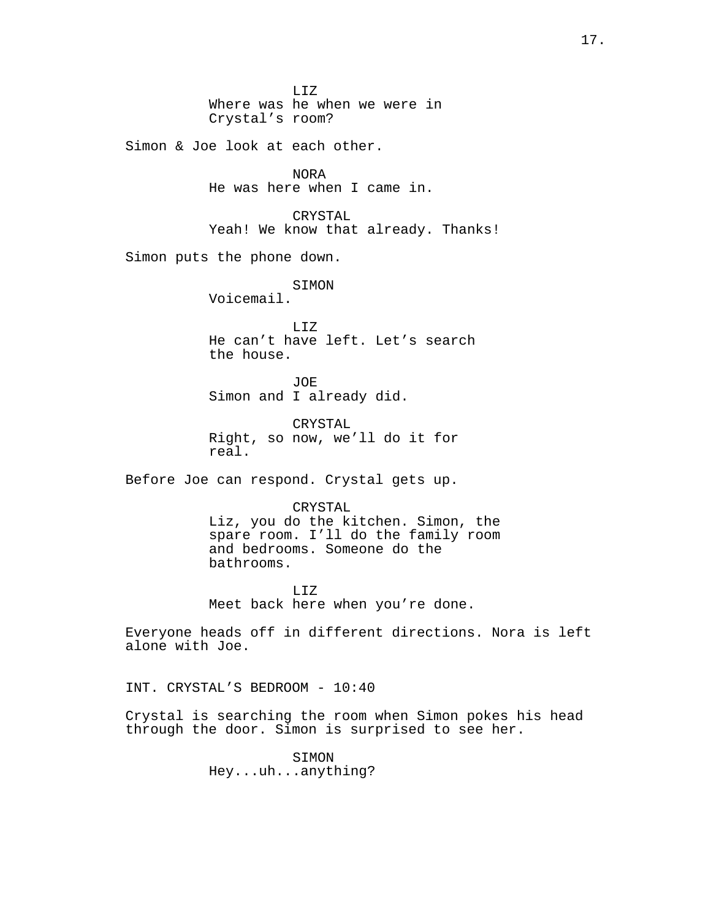LIZ
Where was he when we were in Crystal's room?

Simon & Joe look at each other.

NORA
He was here when I came in.

CRYSTAL
Yeah! We know that already. Thanks!

Simon puts the phone down.

SIMON
Voicemail.

LIZ
He can't have left. Let's search the house.

JOE
Simon and I already did.

CRYSTAL
Right, so now, we'll do it for real.

Before Joe can respond. Crystal gets up.

CRYSTAL
Liz, you do the kitchen. Simon, the spare room. I'll do the family room and bedrooms. Someone do the bathrooms.

LIZ
Meet back here when you're done.

Everyone heads off in different directions. Nora is left alone with Joe.

INT. CRYSTAL'S BEDROOM - 10:40

Crystal is searching the room when Simon pokes his head through the door. Simon is surprised to see her.

SIMON
Hey...uh...anything?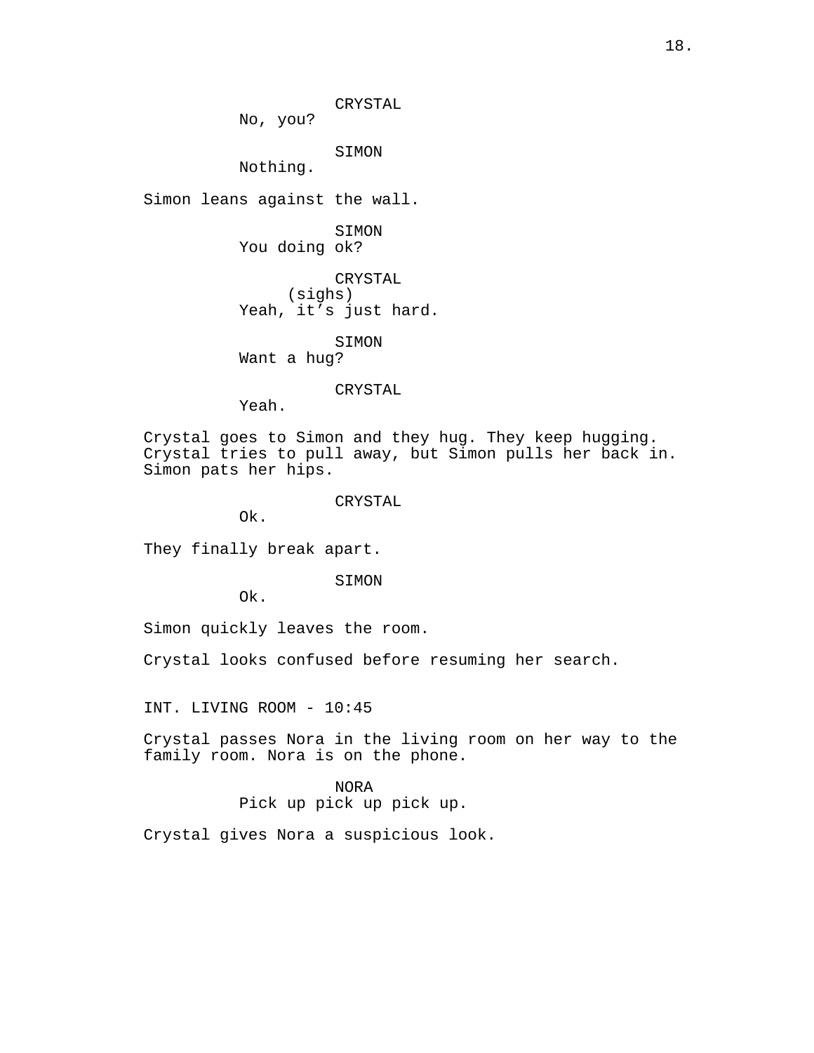CRYSTAL
No, you?

SIMON
Nothing.

Simon leans against the wall.

SIMON
You doing ok?

CRYSTAL
(sighs)
Yeah, it’s just hard.

SIMON
Want a hug?

CRYSTAL
Yeah.

Crystal goes to Simon and they hug. They keep hugging. Crystal tries to pull away, but Simon pulls her back in. Simon pats her hips.

CRYSTAL
Ok.

They finally break apart.

SIMON
Ok.

Simon quickly leaves the room.

Crystal looks confused before resuming her search.

INT. LIVING ROOM - 10:45

Crystal passes Nora in the living room on her way to the family room. Nora is on the phone.

NORA
Pick up pick up pick up.

Crystal gives Nora a suspicious look.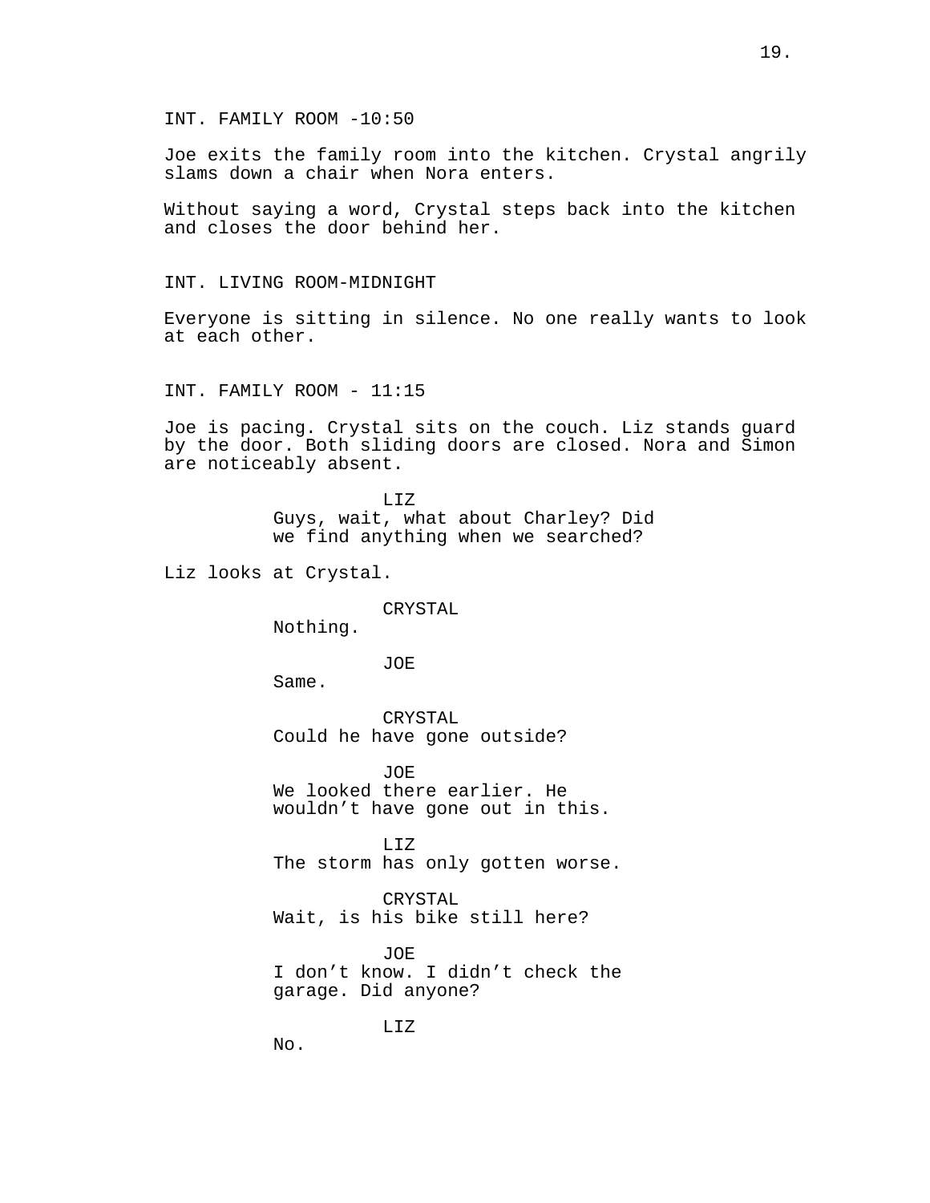INT. FAMILY ROOM -10:50

Joe exits the family room into the kitchen. Crystal angrily slams down a chair when Nora enters.

Without saying a word, Crystal steps back into the kitchen and closes the door behind her.

INT. LIVING ROOM-MIDNIGHT

Everyone is sitting in silence. No one really wants to look at each other.

INT. FAMILY ROOM - 11:15

Joe is pacing. Crystal sits on the couch. Liz stands guard by the door. Both sliding doors are closed. Nora and Simon are noticeably absent.

LIZ
Guys, wait, what about Charley? Did we find anything when we searched?

Liz looks at Crystal.

CRYSTAL
Nothing.

JOE
Same.

CRYSTAL
Could he have gone outside?

JOE
We looked there earlier. He wouldn't have gone out in this.

LIZ
The storm has only gotten worse.

CRYSTAL
Wait, is his bike still here?

JOE
I don't know. I didn't check the garage. Did anyone?

LIZ
No.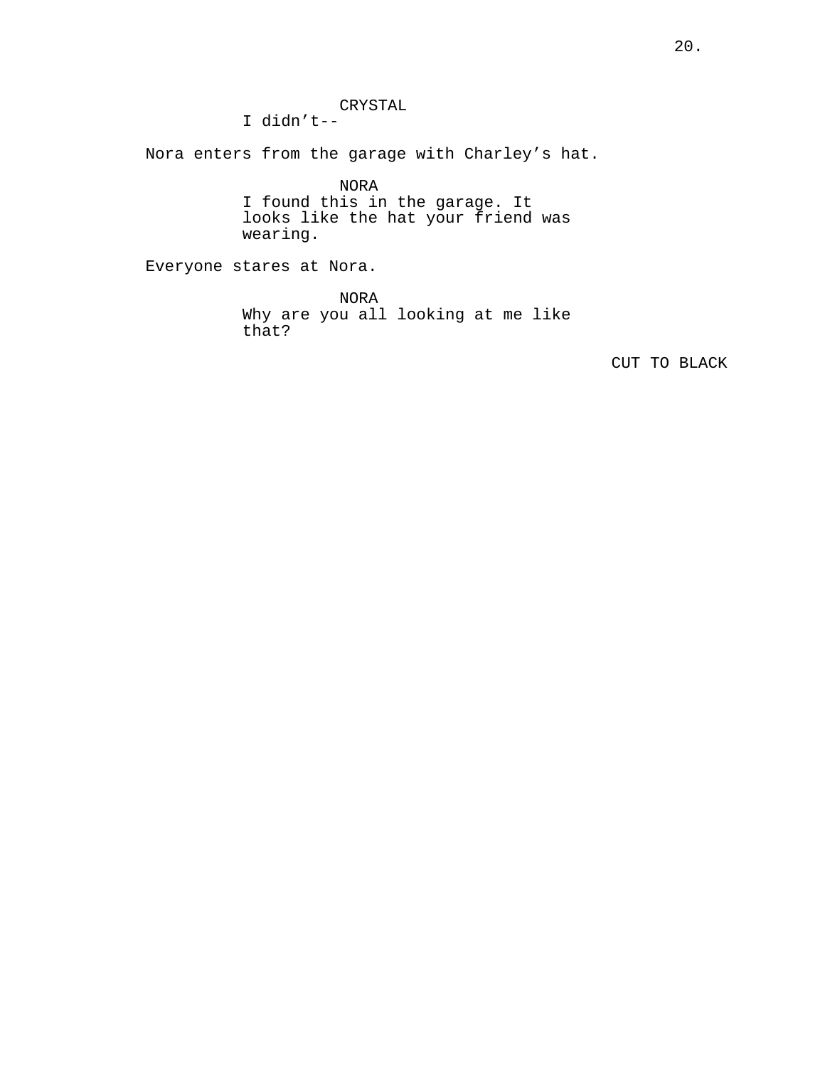CRYSTAL

I didn’t--

Nora enters from the garage with Charley’s hat.

NORA

I found this in the garage. It looks like the hat your friend was wearing.

Everyone stares at Nora.

NORA

Why are you all looking at me like that?

CUT TO BLACK